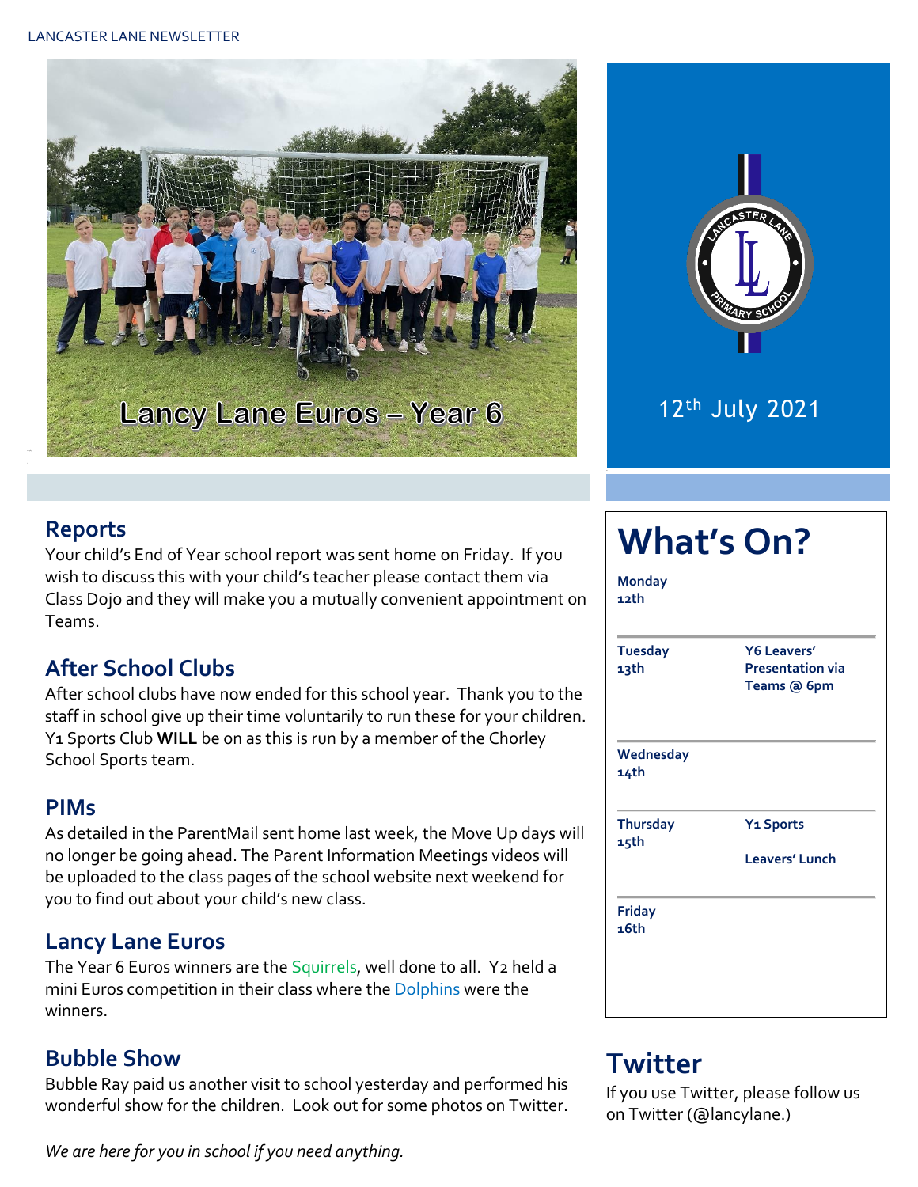Lancy Lane Euros – Year 6

12th July 2021

## Reports

Your child's End of Year school report was sent home on Friday. If you wish to discuss this with your child's teacher please contact them via Class Dojo and they will make you a mutually convenient appointment on Teams.

## After School Clubs

After school clubs have now ended for this school year. Thank you to the staff in school give up their time voluntarily to run these for your children. Y1 Sports Club **WILL** be on as this is run by a member of the Chorley School Sports team.

## PIMs

As detailed in the ParentMail sent home last week, the Move Up days will no longer be going ahead. The Parent Information Meetings videos will be uploaded to the class pages of the school website next weekend for you to find out about your child's new class.

## Lancy Lane Euros

The Year 6 Euros winners are the Squirrels, well done to all. Y2 held a mini Euros competition in their class where the Dolphins were the winners.

## Bubble Show

Bubble Ray paid us another visit to school yesterday and performed his wonderful show for the children. Look out for some photos on Twitter.

*We are here for you in school if you need anything.*

# What's On?

| Day | Event |
|---|---|
| **Monday 12th** | |
| **Tuesday 13th** | **Y6 Leavers' Presentation via Teams @ 6pm** |
| **Wednesday 14th** | |
| **Thursday 15th** | **Y1 Sports**<br>**Leavers' Lunch** |
| **Friday 16th** | |

## Twitter

If you use Twitter, please follow us on Twitter (@lancylane.)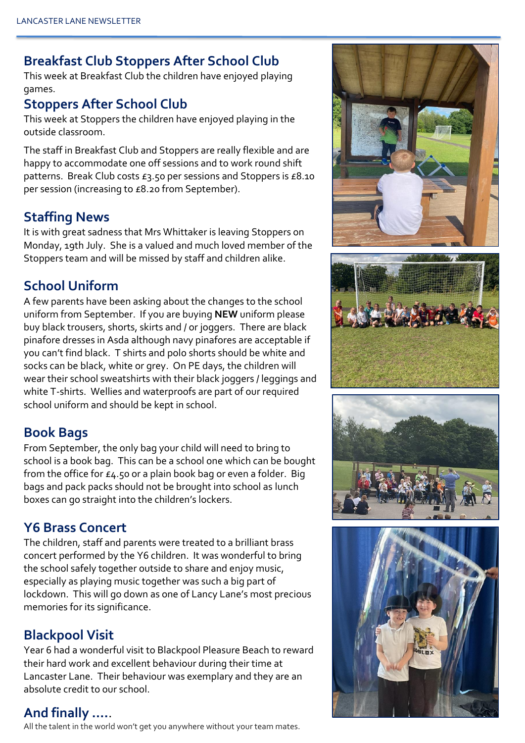## Breakfast Club Stoppers After School Club

This week at Breakfast Club the children have enjoyed playing games.

## Stoppers After School Club

This week at Stoppers the children have enjoyed playing in the outside classroom.

The staff in Breakfast Club and Stoppers are really flexible and are happy to accommodate one off sessions and to work round shift patterns. Break Club costs £3.50 per sessions and Stoppers is £8.10 per session (increasing to £8.20 from September).

## Staffing News

It is with great sadness that Mrs Whittaker is leaving Stoppers on Monday, 19th July. She is a valued and much loved member of the Stoppers team and will be missed by staff and children alike.

## School Uniform

A few parents have been asking about the changes to the school uniform from September. If you are buying **NEW** uniform please buy black trousers, shorts, skirts and / or joggers. There are black pinafore dresses in Asda although navy pinafores are acceptable if you can't find black. T shirts and polo shorts should be white and socks can be black, white or grey. On PE days, the children will wear their school sweatshirts with their black joggers / leggings and white T-shirts. Wellies and waterproofs are part of our required school uniform and should be kept in school.

## Book Bags

From September, the only bag your child will need to bring to school is a book bag. This can be a school one which can be bought from the office for £4.50 or a plain book bag or even a folder. Big bags and pack packs should not be brought into school as lunch boxes can go straight into the children's lockers.

## Y6 Brass Concert

The children, staff and parents were treated to a brilliant brass concert performed by the Y6 children. It was wonderful to bring the school safely together outside to share and enjoy music, especially as playing music together was such a big part of lockdown. This will go down as one of Lancy Lane's most precious memories for its significance.

## Blackpool Visit

Year 6 had a wonderful visit to Blackpool Pleasure Beach to reward their hard work and excellent behaviour during their time at Lancaster Lane. Their behaviour was exemplary and they are an absolute credit to our school.

## And finally .....

All the talent in the world won't get you anywhere without your team mates.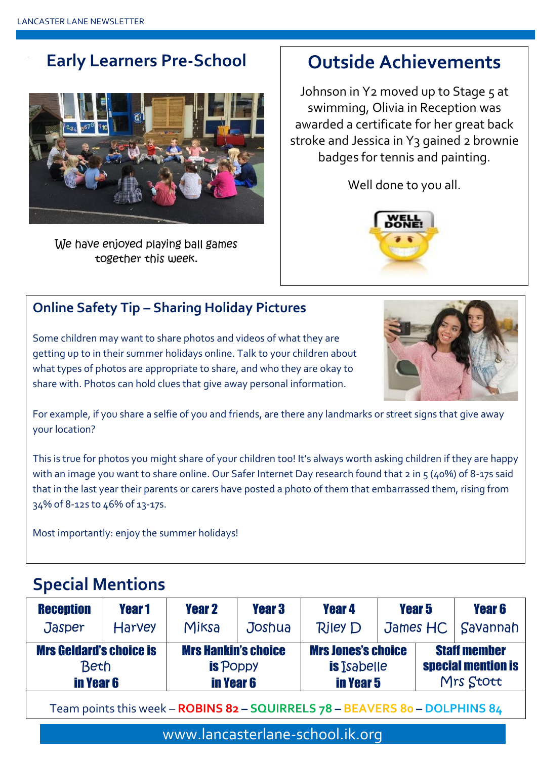## Early Learners Pre-School

We have enjoyed playing ball games together this week.

## Outside Achievements

Johnson in Y2 moved up to Stage 5 at swimming, Olivia in Reception was awarded a certificate for her great back stroke and Jessica in Y3 gained 2 brownie badges for tennis and painting.

Well done to you all.

### Online Safety Tip – Sharing Holiday Pictures

Some children may want to share photos and videos of what they are getting up to in their summer holidays online. Talk to your children about what types of photos are appropriate to share, and who they are okay to share with. Photos can hold clues that give away personal information.

For example, if you share a selfie of you and friends, are there any landmarks or street signs that give away your location?

This is true for photos you might share of your children too! It's always worth asking children if they are happy with an image you want to share online. Our Safer Internet Day research found that 2 in 5 (40%) of 8-17s said that in the last year their parents or carers have posted a photo of them that embarrassed them, rising from 34% of 8-12s to 46% of 13-17s.

Most importantly: enjoy the summer holidays!

## Special Mentions

| Reception | Year 1 | Year 2 | Year 3 | Year 4 | Year 5 | Year 6 |
|---|---|---|---|---|---|---|
| Jasper | Harvey | Miksa | Joshua | Riley D | James HC | Savannah |

| | | | |
|---|---|---|---|
| **Mrs Geldard's choice is** Beth **in Year 6** | **Mrs Hankin's choice is** Poppy **in Year 6** | **Mrs Jones's choice is** Isabelle **in Year 5** | **Staff member special mention is** Mrs Stott |

Team points this week – **ROBINS 82** – **SQUIRRELS 78** – **BEAVERS 80** – **DOLPHINS 84**

www.lancasterlane-school.ik.org